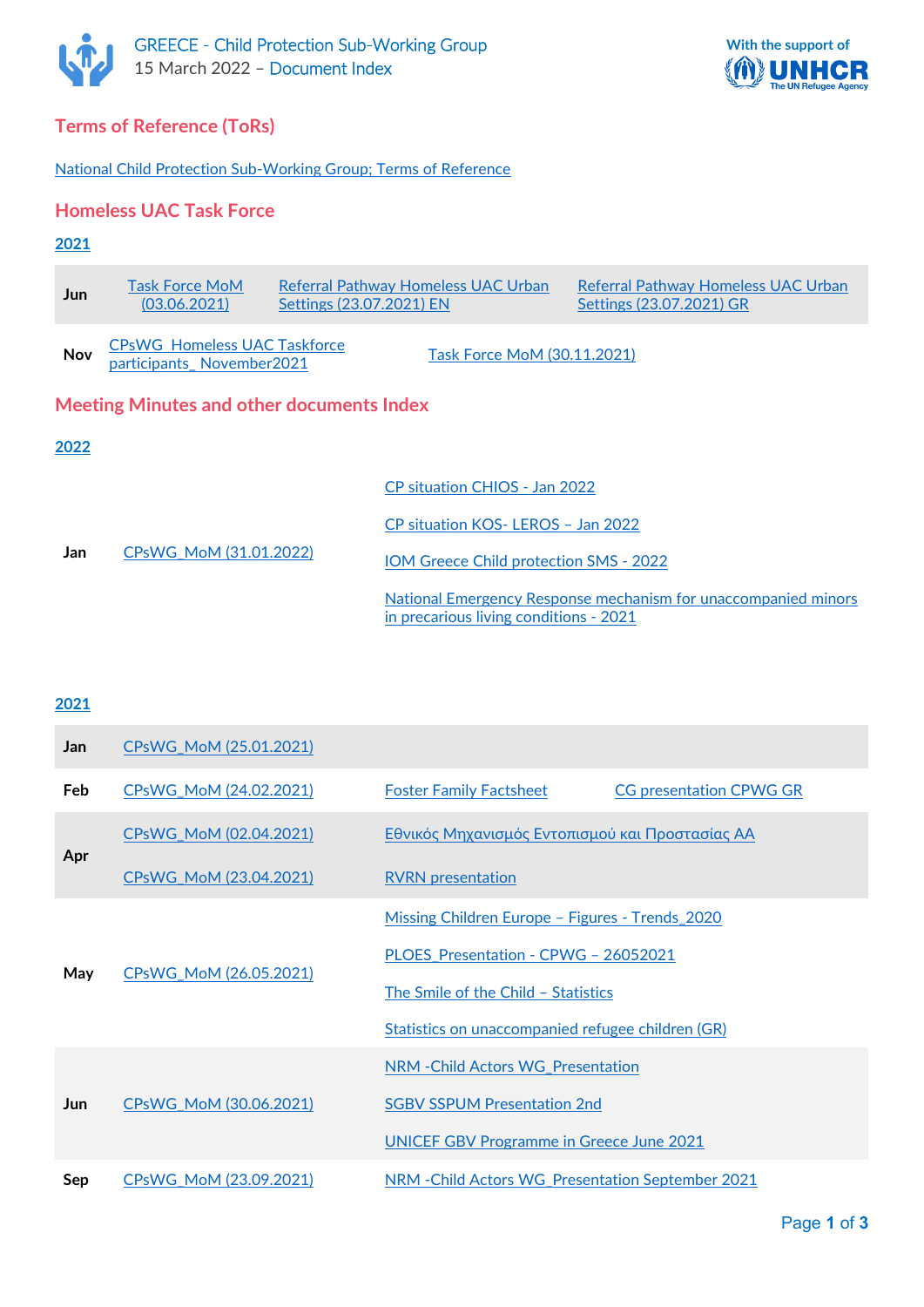GREECE - Child Protection Sub-Working Group
15 March 2022 – Document Index

With the support of UNHCR The UN Refugee Agency

## Terms of Reference (ToRs)

National Child Protection Sub-Working Group; Terms of Reference

## Homeless UAC Task Force

### 2021

| | | | |
|---|---|---|---|
| Jun | Task Force MoM (03.06.2021) | Referral Pathway Homeless UAC Urban Settings (23.07.2021) EN | Referral Pathway Homeless UAC Urban Settings (23.07.2021) GR |
| Nov | CPsWG_Homeless UAC Taskforce participants_ November2021 | Task Force MoM (30.11.2021) | |

## Meeting Minutes and other documents Index

### 2022

| | | |
|---|---|---|
| Jan | CPsWG_MoM (31.01.2022) | CP situation CHIOS - Jan 2022<br>CP situation KOS- LEROS – Jan 2022<br>IOM Greece Child protection SMS - 2022<br>National Emergency Response mechanism for unaccompanied minors in precarious living conditions - 2021 |

### 2021

| | | | |
|---|---|---|---|
| Jan | CPsWG_MoM (25.01.2021) | | |
| Feb | CPsWG_MoM (24.02.2021) | Foster Family Factsheet | CG presentation CPWG GR |
| Apr | CPsWG_MoM (02.04.2021)<br>CPsWG_MoM (23.04.2021) | Εθνικός Μηχανισμός Εντοπισμού και Προστασίας ΑΑ<br>RVRN presentation | |
| May | CPsWG_MoM (26.05.2021) | Missing Children Europe – Figures - Trends_2020<br>PLOES_Presentation - CPWG – 26052021<br>The Smile of the Child – Statistics<br>Statistics on unaccompanied refugee children (GR) | |
| Jun | CPsWG_MoM (30.06.2021) | NRM -Child Actors WG_Presentation<br>SGBV SSPUM Presentation 2nd<br>UNICEF GBV Programme in Greece June 2021 | |
| Sep | CPsWG_MoM (23.09.2021) | NRM -Child Actors WG_Presentation September 2021 | |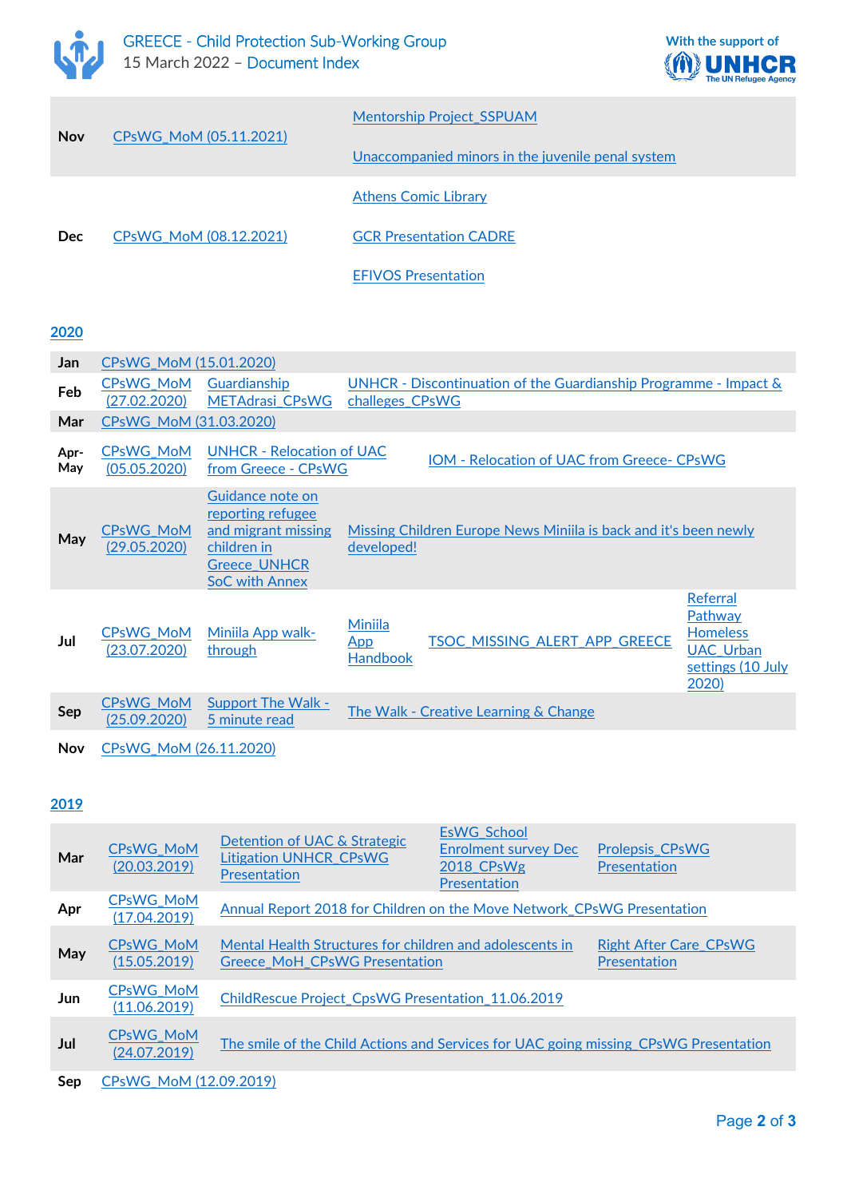| | | | |
|---|---|---|---|
| Nov | CPsWG_MoM (05.11.2021) | Mentorship Project_SSPUAM<br>Unaccompanied minors in the juvenile penal system | |
| Dec | CPsWG_MoM (08.12.2021) | Athens Comic Library<br>GCR Presentation CADRE<br>EFIVOS Presentation | |

## 2020

| | | | | | |
|---|---|---|---|---|---|
| Jan | CPsWG_MoM (15.01.2020) | | | | |
| Feb | CPsWG_MoM (27.02.2020) | Guardianship METAdrasi_CPsWG | UNHCR - Discontinuation of the Guardianship Programme - Impact & challeges_CPsWG | | |
| Mar | CPsWG_MoM (31.03.2020) | | | | |
| Apr-May | CPsWG_MoM (05.05.2020) | UNHCR - Relocation of UAC from Greece - CPsWG | IOM - Relocation of UAC from Greece- CPsWG | | |
| May | CPsWG_MoM (29.05.2020) | Guidance note on reporting refugee and migrant missing children in Greece_UNHCR SoC with Annex | Missing Children Europe News Miniila is back and it's been newly developed! | | |
| Jul | CPsWG_MoM (23.07.2020) | Miniila App walk-through | Miniila App Handbook | TSOC_MISSING_ALERT_APP_GREECE | Referral Pathway Homeless UAC_Urban settings (10 July 2020) |
| Sep | CPsWG_MoM (25.09.2020) | Support The Walk - 5 minute read | The Walk - Creative Learning & Change | | |
| Nov | CPsWG_MoM (26.11.2020) | | | | |

## 2019

| | | | | |
|---|---|---|---|---|
| Mar | CPsWG_MoM (20.03.2019) | Detention of UAC & Strategic Litigation UNHCR_CPsWG Presentation | EsWG_School Enrolment survey Dec 2018_CPsWg Presentation | Prolepsis_CPsWG Presentation |
| Apr | CPsWG_MoM (17.04.2019) | Annual Report 2018 for Children on the Move Network_CPsWG Presentation | | |
| May | CPsWG_MoM (15.05.2019) | Mental Health Structures for children and adolescents in Greece_MoH_CPsWG Presentation | | Right After Care_CPsWG Presentation |
| Jun | CPsWG_MoM (11.06.2019) | ChildRescue Project_CpsWG Presentation_11.06.2019 | | |
| Jul | CPsWG_MoM (24.07.2019) | The smile of the Child Actions and Services for UAC going missing_CPsWG Presentation | | |
| Sep | CPsWG_MoM (12.09.2019) | | | |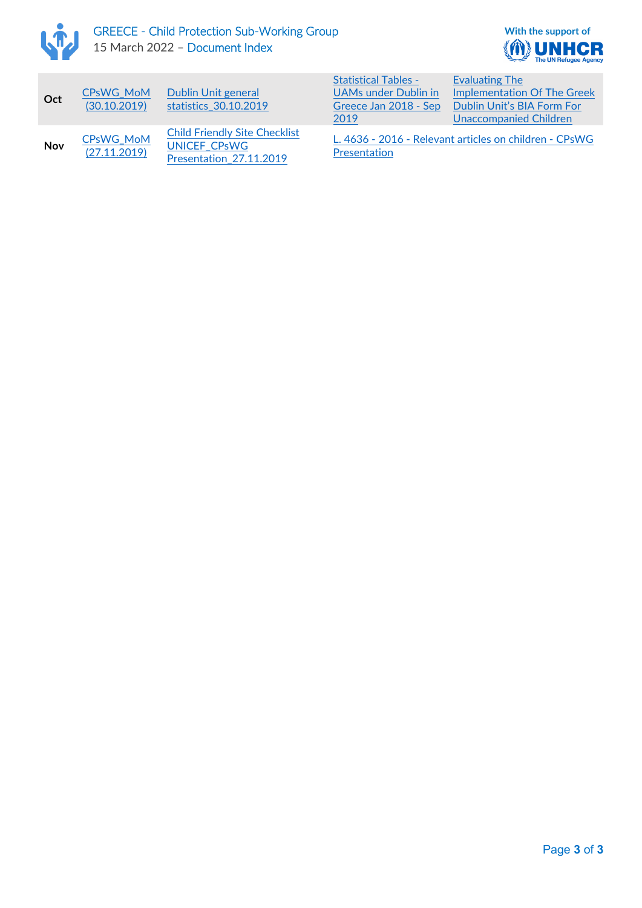| | | | | |
|---|---|---|---|---|
| **Oct** | CPsWG_MoM (30.10.2019) | Dublin Unit general statistics_30.10.2019 | Statistical Tables - UAMs under Dublin in Greece Jan 2018 - Sep 2019 | Evaluating The Implementation Of The Greek Dublin Unit's BIA Form For Unaccompanied Children |
| **Nov** | CPsWG_MoM (27.11.2019) | Child Friendly Site Checklist UNICEF_CPsWG Presentation_27.11.2019 | L. 4636 - 2016 - Relevant articles on children - CPsWG Presentation | |